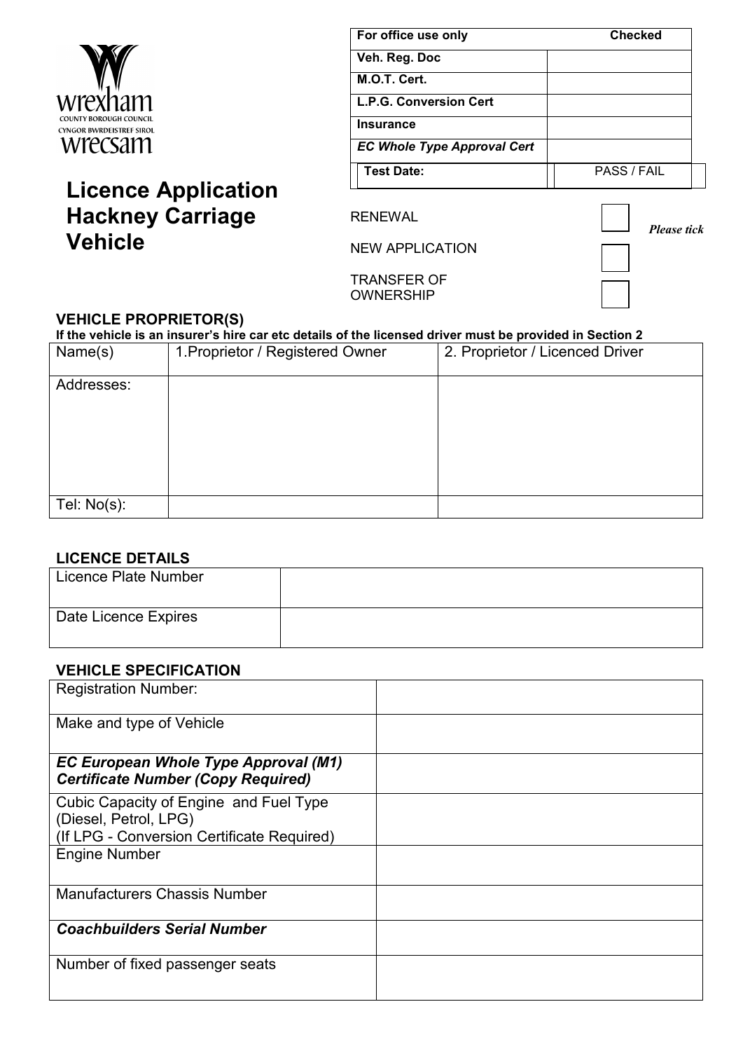wrexham
COUNTY BOROUGH COUNCIL
CYNGOR BWRDEISTREF SIROL
wrecsam

# Licence Application Hackney Carriage Vehicle

| For office use only | Checked |
|---|---|
| Veh. Reg. Doc | |
| M.O.T. Cert. | |
| L.P.G. Conversion Cert | |
| Insurance | |
| *EC Whole Type Approval Cert* | |
| Test Date: | PASS / FAIL |

RENEWAL ☐ *Please tick*

NEW APPLICATION ☐

TRANSFER OF OWNERSHIP ☐

### VEHICLE PROPRIETOR(S)

**If the vehicle is an insurer's hire car etc details of the licensed driver must be provided in Section 2**

| Name(s) | 1.Proprietor / Registered Owner | 2. Proprietor / Licenced Driver |
|---|---|---|
| Addresses: | | |
| Tel: No(s): | | |

### LICENCE DETAILS

| Licence Plate Number | |
|---|---|
| Date Licence Expires | |

### VEHICLE SPECIFICATION

| Registration Number: | |
|---|---|
| Make and type of Vehicle | |
| ***EC European Whole Type Approval (M1) Certificate Number (Copy Required)*** | |
| Cubic Capacity of Engine and Fuel Type (Diesel, Petrol, LPG) (If LPG - Conversion Certificate Required) | |
| Engine Number | |
| Manufacturers Chassis Number | |
| ***Coachbuilders Serial Number*** | |
| Number of fixed passenger seats | |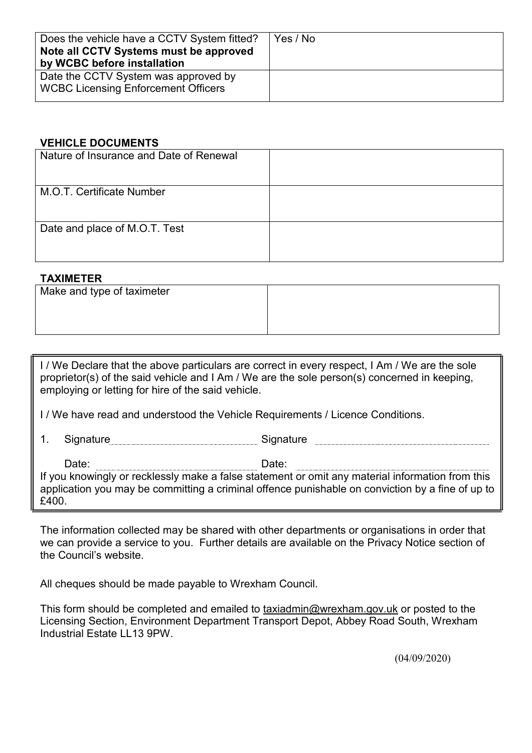| Does the vehicle have a CCTV System fitted? **Note all CCTV Systems must be approved by WCBC before installation** | Yes / No |
|---|---|
| Date the CCTV System was approved by WCBC Licensing Enforcement Officers | |

**VEHICLE DOCUMENTS**

| Nature of Insurance and Date of Renewal | |
|---|---|
| M.O.T. Certificate Number | |
| Date and place of M.O.T. Test | |

**TAXIMETER**

| Make and type of taximeter | |
|---|---|

I / We Declare that the above particulars are correct in every respect, I Am / We are the sole proprietor(s) of the said vehicle and I Am / We are the sole person(s) concerned in keeping, employing or letting for hire of the said vehicle.

I / We have read and understood the Vehicle Requirements / Licence Conditions.

1. Signature.................................................... Signature ....................................................

   Date: .................................................... Date: ....................................................

If you knowingly or recklessly make a false statement or omit any material information from this application you may be committing a criminal offence punishable on conviction by a fine of up to £400.

The information collected may be shared with other departments or organisations in order that we can provide a service to you. Further details are available on the Privacy Notice section of the Council's website.

All cheques should be made payable to Wrexham Council.

This form should be completed and emailed to taxiadmin@wrexham.gov.uk or posted to the Licensing Section, Environment Department Transport Depot, Abbey Road South, Wrexham Industrial Estate LL13 9PW.

(04/09/2020)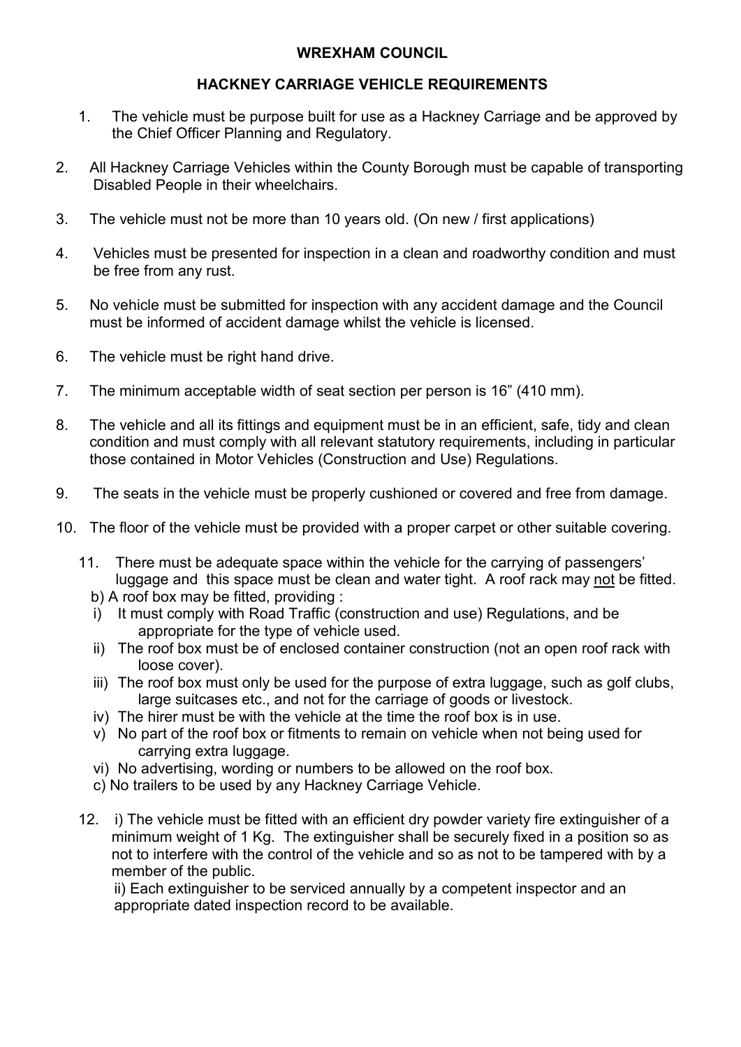**WREXHAM COUNCIL**

**HACKNEY CARRIAGE VEHICLE REQUIREMENTS**

1. The vehicle must be purpose built for use as a Hackney Carriage and be approved by the Chief Officer Planning and Regulatory.

2. All Hackney Carriage Vehicles within the County Borough must be capable of transporting Disabled People in their wheelchairs.

3. The vehicle must not be more than 10 years old. (On new / first applications)

4. Vehicles must be presented for inspection in a clean and roadworthy condition and must be free from any rust.

5. No vehicle must be submitted for inspection with any accident damage and the Council must be informed of accident damage whilst the vehicle is licensed.

6. The vehicle must be right hand drive.

7. The minimum acceptable width of seat section per person is 16" (410 mm).

8. The vehicle and all its fittings and equipment must be in an efficient, safe, tidy and clean condition and must comply with all relevant statutory requirements, including in particular those contained in Motor Vehicles (Construction and Use) Regulations.

9. The seats in the vehicle must be properly cushioned or covered and free from damage.

10. The floor of the vehicle must be provided with a proper carpet or other suitable covering.

11. There must be adequate space within the vehicle for the carrying of passengers' luggage and this space must be clean and water tight. A roof rack may not be fitted.
    b) A roof box may be fitted, providing :
    i) It must comply with Road Traffic (construction and use) Regulations, and be appropriate for the type of vehicle used.
    ii) The roof box must be of enclosed container construction (not an open roof rack with loose cover).
    iii) The roof box must only be used for the purpose of extra luggage, such as golf clubs, large suitcases etc., and not for the carriage of goods or livestock.
    iv) The hirer must be with the vehicle at the time the roof box is in use.
    v) No part of the roof box or fitments to remain on vehicle when not being used for carrying extra luggage.
    vi) No advertising, wording or numbers to be allowed on the roof box.
    c) No trailers to be used by any Hackney Carriage Vehicle.

12. i) The vehicle must be fitted with an efficient dry powder variety fire extinguisher of a minimum weight of 1 Kg. The extinguisher shall be securely fixed in a position so as not to interfere with the control of the vehicle and so as not to be tampered with by a member of the public.
    ii) Each extinguisher to be serviced annually by a competent inspector and an appropriate dated inspection record to be available.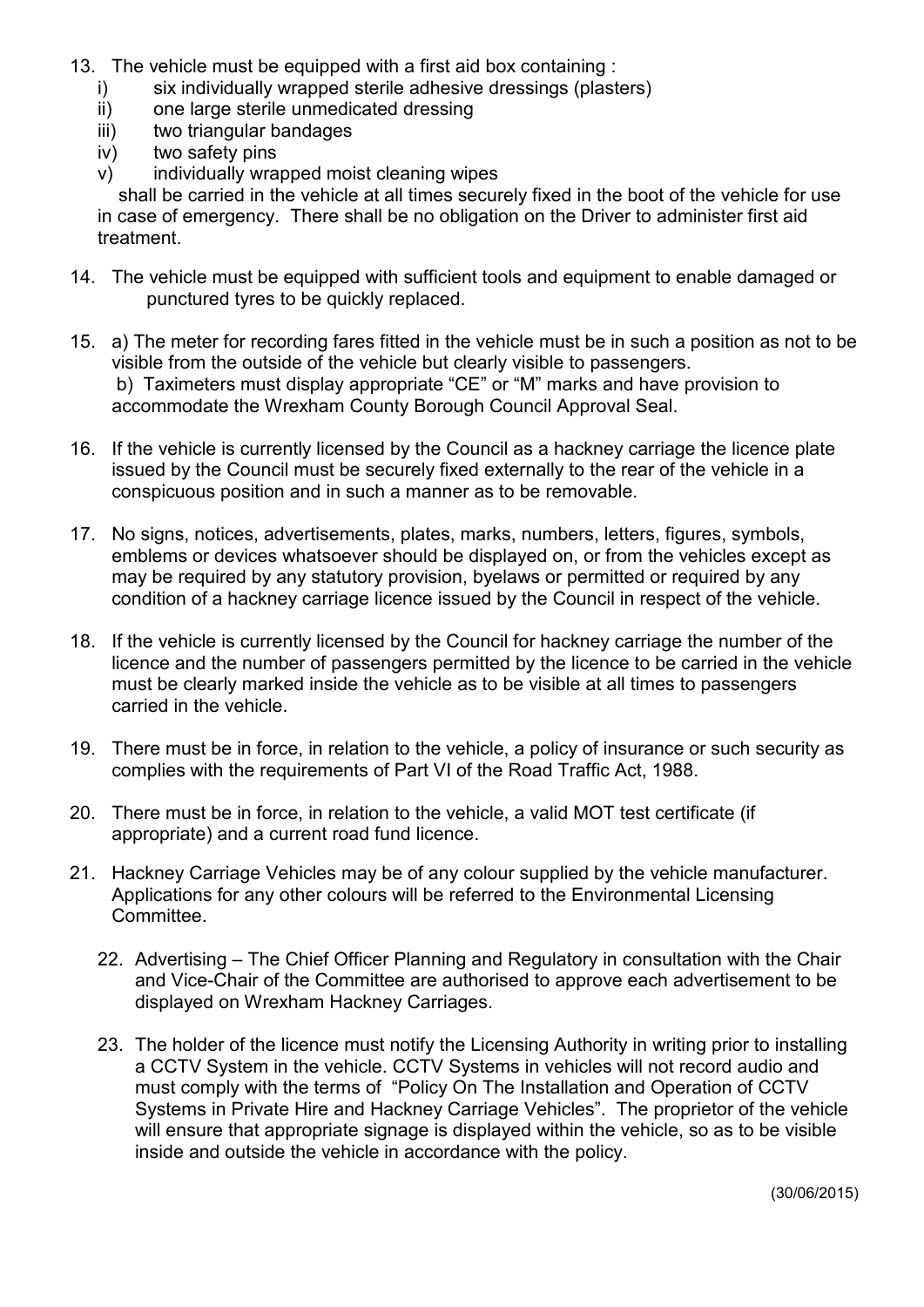13. The vehicle must be equipped with a first aid box containing :
    i) six individually wrapped sterile adhesive dressings (plasters)
    ii) one large sterile unmedicated dressing
    iii) two triangular bandages
    iv) two safety pins
    v) individually wrapped moist cleaning wipes

    shall be carried in the vehicle at all times securely fixed in the boot of the vehicle for use in case of emergency. There shall be no obligation on the Driver to administer first aid treatment.

14. The vehicle must be equipped with sufficient tools and equipment to enable damaged or punctured tyres to be quickly replaced.

15. a) The meter for recording fares fitted in the vehicle must be in such a position as not to be visible from the outside of the vehicle but clearly visible to passengers.
    b) Taximeters must display appropriate "CE" or "M" marks and have provision to accommodate the Wrexham County Borough Council Approval Seal.

16. If the vehicle is currently licensed by the Council as a hackney carriage the licence plate issued by the Council must be securely fixed externally to the rear of the vehicle in a conspicuous position and in such a manner as to be removable.

17. No signs, notices, advertisements, plates, marks, numbers, letters, figures, symbols, emblems or devices whatsoever should be displayed on, or from the vehicles except as may be required by any statutory provision, byelaws or permitted or required by any condition of a hackney carriage licence issued by the Council in respect of the vehicle.

18. If the vehicle is currently licensed by the Council for hackney carriage the number of the licence and the number of passengers permitted by the licence to be carried in the vehicle must be clearly marked inside the vehicle as to be visible at all times to passengers carried in the vehicle.

19. There must be in force, in relation to the vehicle, a policy of insurance or such security as complies with the requirements of Part VI of the Road Traffic Act, 1988.

20. There must be in force, in relation to the vehicle, a valid MOT test certificate (if appropriate) and a current road fund licence.

21. Hackney Carriage Vehicles may be of any colour supplied by the vehicle manufacturer. Applications for any other colours will be referred to the Environmental Licensing Committee.

22. Advertising – The Chief Officer Planning and Regulatory in consultation with the Chair and Vice-Chair of the Committee are authorised to approve each advertisement to be displayed on Wrexham Hackney Carriages.

23. The holder of the licence must notify the Licensing Authority in writing prior to installing a CCTV System in the vehicle. CCTV Systems in vehicles will not record audio and must comply with the terms of "Policy On The Installation and Operation of CCTV Systems in Private Hire and Hackney Carriage Vehicles". The proprietor of the vehicle will ensure that appropriate signage is displayed within the vehicle, so as to be visible inside and outside the vehicle in accordance with the policy.

(30/06/2015)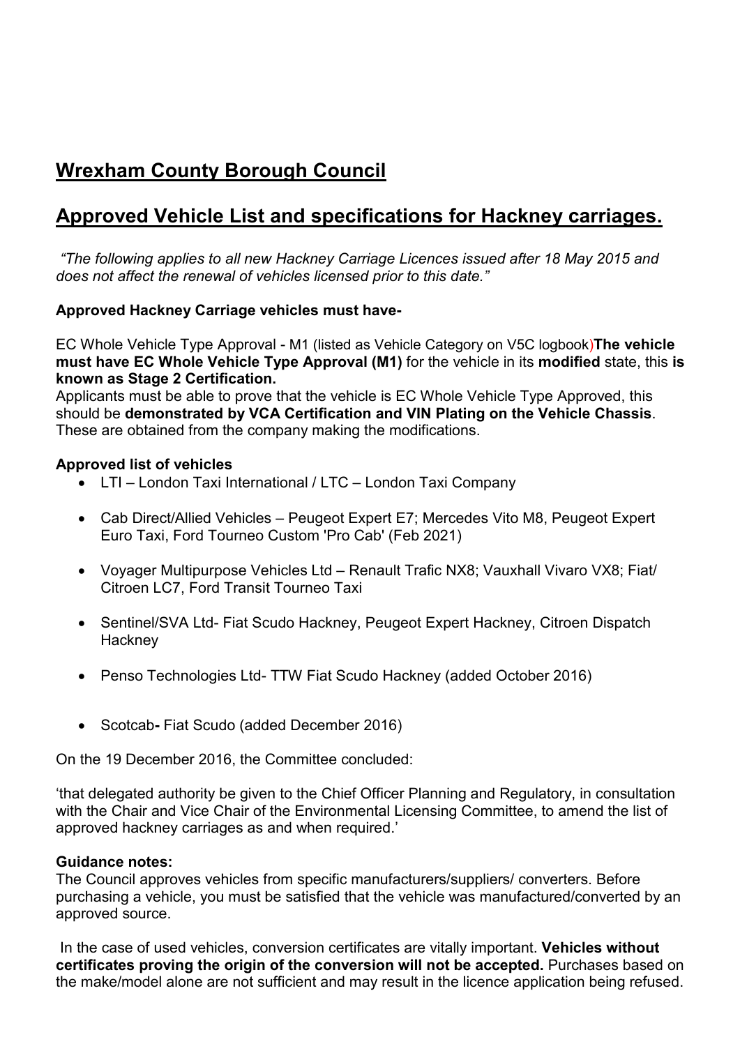# Wrexham County Borough Council

# Approved Vehicle List and specifications for Hackney carriages.

*"The following applies to all new Hackney Carriage Licences issued after 18 May 2015 and does not affect the renewal of vehicles licensed prior to this date."*

**Approved Hackney Carriage vehicles must have-**

EC Whole Vehicle Type Approval - M1 (listed as Vehicle Category on V5C logbook)**The vehicle must have EC Whole Vehicle Type Approval (M1)** for the vehicle in its **modified** state, this **is known as Stage 2 Certification.**

Applicants must be able to prove that the vehicle is EC Whole Vehicle Type Approved, this should be **demonstrated by VCA Certification and VIN Plating on the Vehicle Chassis**. These are obtained from the company making the modifications.

**Approved list of vehicles**

- LTI – London Taxi International / LTC – London Taxi Company
- Cab Direct/Allied Vehicles – Peugeot Expert E7; Mercedes Vito M8, Peugeot Expert Euro Taxi, Ford Tourneo Custom 'Pro Cab' (Feb 2021)
- Voyager Multipurpose Vehicles Ltd – Renault Trafic NX8; Vauxhall Vivaro VX8; Fiat/ Citroen LC7, Ford Transit Tourneo Taxi
- Sentinel/SVA Ltd- Fiat Scudo Hackney, Peugeot Expert Hackney, Citroen Dispatch Hackney
- Penso Technologies Ltd- TTW Fiat Scudo Hackney (added October 2016)
- Scotcab**-** Fiat Scudo (added December 2016)

On the 19 December 2016, the Committee concluded:

'that delegated authority be given to the Chief Officer Planning and Regulatory, in consultation with the Chair and Vice Chair of the Environmental Licensing Committee, to amend the list of approved hackney carriages as and when required.'

**Guidance notes:**

The Council approves vehicles from specific manufacturers/suppliers/ converters. Before purchasing a vehicle, you must be satisfied that the vehicle was manufactured/converted by an approved source.

In the case of used vehicles, conversion certificates are vitally important. **Vehicles without certificates proving the origin of the conversion will not be accepted.** Purchases based on the make/model alone are not sufficient and may result in the licence application being refused.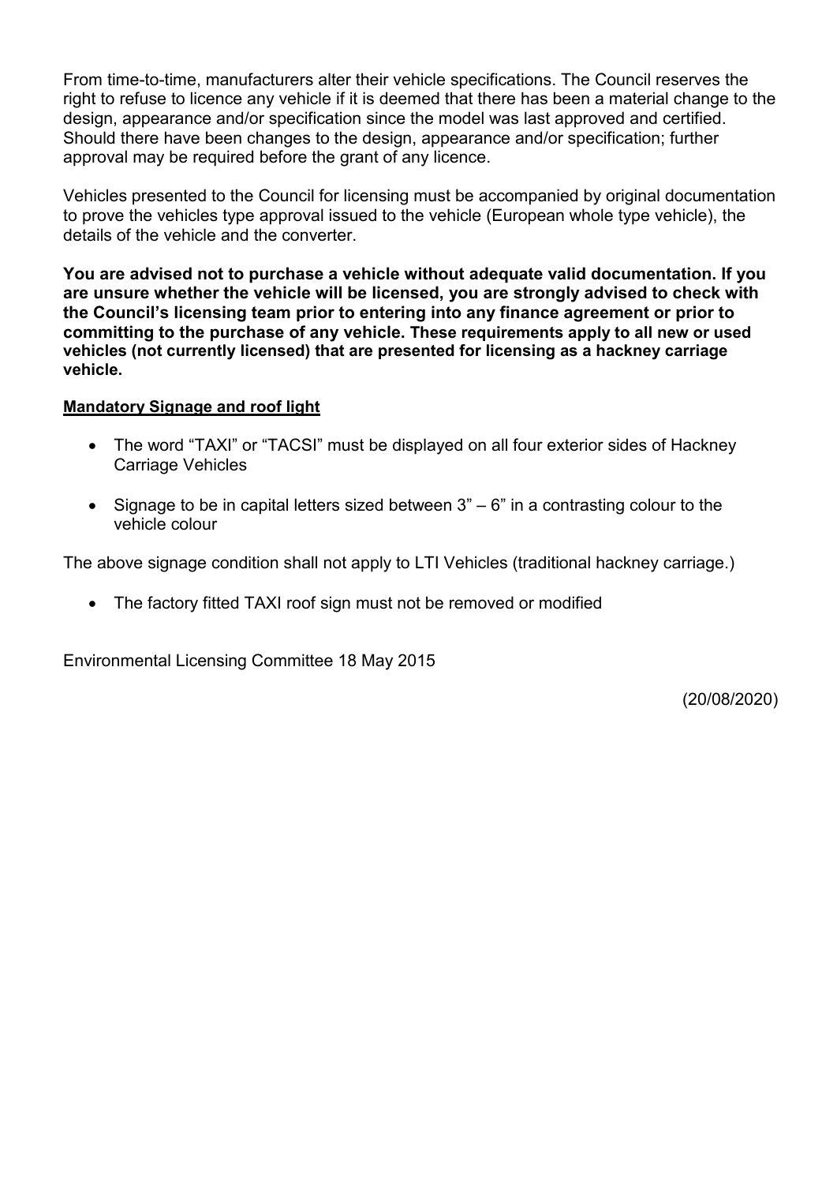From time-to-time, manufacturers alter their vehicle specifications. The Council reserves the right to refuse to licence any vehicle if it is deemed that there has been a material change to the design, appearance and/or specification since the model was last approved and certified. Should there have been changes to the design, appearance and/or specification; further approval may be required before the grant of any licence.

Vehicles presented to the Council for licensing must be accompanied by original documentation to prove the vehicles type approval issued to the vehicle (European whole type vehicle), the details of the vehicle and the converter.

**You are advised not to purchase a vehicle without adequate valid documentation. If you are unsure whether the vehicle will be licensed, you are strongly advised to check with the Council's licensing team prior to entering into any finance agreement or prior to committing to the purchase of any vehicle. These requirements apply to all new or used vehicles (not currently licensed) that are presented for licensing as a hackney carriage vehicle.**

**Mandatory Signage and roof light**

- The word "TAXI" or "TACSI" must be displayed on all four exterior sides of Hackney Carriage Vehicles
- Signage to be in capital letters sized between 3" – 6" in a contrasting colour to the vehicle colour

The above signage condition shall not apply to LTI Vehicles (traditional hackney carriage.)

- The factory fitted TAXI roof sign must not be removed or modified

Environmental Licensing Committee 18 May 2015

(20/08/2020)